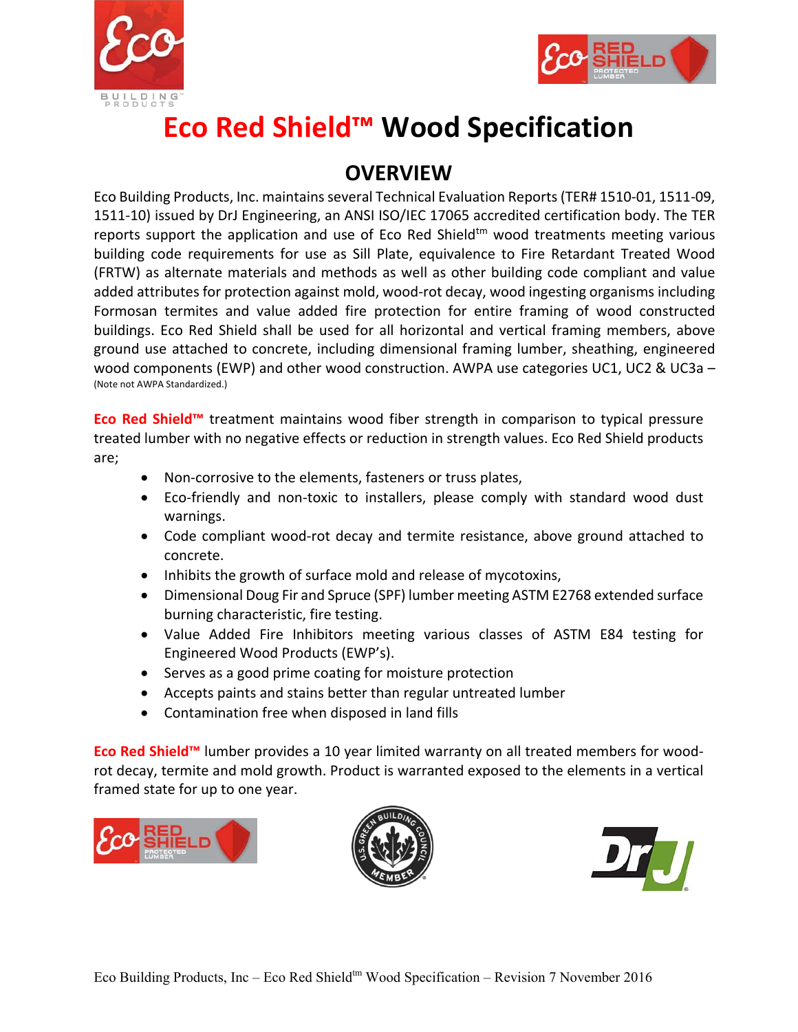# Eco Red Shield™ Wood Specification

## OVERVIEW

Eco Building Products, Inc. maintains several Technical Evaluation Reports (TER# 1510-01, 1511-09, 1511-10) issued by DrJ Engineering, an ANSI ISO/IEC 17065 accredited certification body. The TER reports support the application and use of Eco Red Shield™ wood treatments meeting various building code requirements for use as Sill Plate, equivalence to Fire Retardant Treated Wood (FRTW) as alternate materials and methods as well as other building code compliant and value added attributes for protection against mold, wood-rot decay, wood ingesting organisms including Formosan termites and value added fire protection for entire framing of wood constructed buildings. Eco Red Shield shall be used for all horizontal and vertical framing members, above ground use attached to concrete, including dimensional framing lumber, sheathing, engineered wood components (EWP) and other wood construction. AWPA use categories UC1, UC2 & UC3a – (Note not AWPA Standardized.)

**Eco Red Shield™** treatment maintains wood fiber strength in comparison to typical pressure treated lumber with no negative effects or reduction in strength values. Eco Red Shield products are;

- Non-corrosive to the elements, fasteners or truss plates,
- Eco-friendly and non-toxic to installers, please comply with standard wood dust warnings.
- Code compliant wood-rot decay and termite resistance, above ground attached to concrete.
- Inhibits the growth of surface mold and release of mycotoxins,
- Dimensional Doug Fir and Spruce (SPF) lumber meeting ASTM E2768 extended surface burning characteristic, fire testing.
- Value Added Fire Inhibitors meeting various classes of ASTM E84 testing for Engineered Wood Products (EWP's).
- Serves as a good prime coating for moisture protection
- Accepts paints and stains better than regular untreated lumber
- Contamination free when disposed in land fills

**Eco Red Shield™** lumber provides a 10 year limited warranty on all treated members for wood-rot decay, termite and mold growth. Product is warranted exposed to the elements in a vertical framed state for up to one year.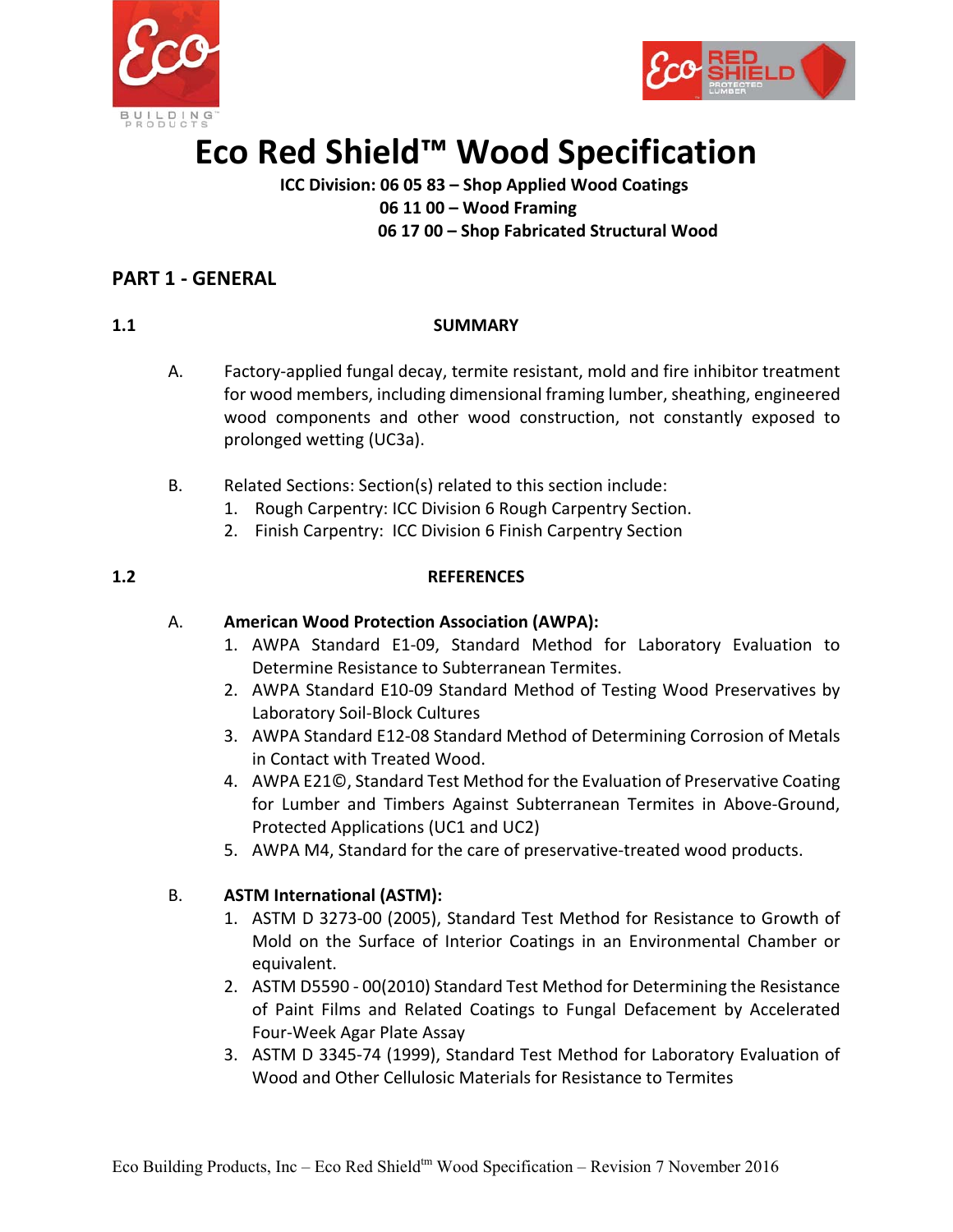# Eco Red Shield™ Wood Specification

**ICC Division: 06 05 83 – Shop Applied Wood Coatings**
**06 11 00 – Wood Framing**
**06 17 00 – Shop Fabricated Structural Wood**

## PART 1 - GENERAL

### 1.1 SUMMARY

A. Factory-applied fungal decay, termite resistant, mold and fire inhibitor treatment for wood members, including dimensional framing lumber, sheathing, engineered wood components and other wood construction, not constantly exposed to prolonged wetting (UC3a).

B. Related Sections: Section(s) related to this section include:
1. Rough Carpentry: ICC Division 6 Rough Carpentry Section.
2. Finish Carpentry: ICC Division 6 Finish Carpentry Section

### 1.2 REFERENCES

A. **American Wood Protection Association (AWPA):**
1. AWPA Standard E1-09, Standard Method for Laboratory Evaluation to Determine Resistance to Subterranean Termites.
2. AWPA Standard E10-09 Standard Method of Testing Wood Preservatives by Laboratory Soil-Block Cultures
3. AWPA Standard E12-08 Standard Method of Determining Corrosion of Metals in Contact with Treated Wood.
4. AWPA E21©, Standard Test Method for the Evaluation of Preservative Coating for Lumber and Timbers Against Subterranean Termites in Above-Ground, Protected Applications (UC1 and UC2)
5. AWPA M4, Standard for the care of preservative-treated wood products.

B. **ASTM International (ASTM):**
1. ASTM D 3273-00 (2005), Standard Test Method for Resistance to Growth of Mold on the Surface of Interior Coatings in an Environmental Chamber or equivalent.
2. ASTM D5590 - 00(2010) Standard Test Method for Determining the Resistance of Paint Films and Related Coatings to Fungal Defacement by Accelerated Four-Week Agar Plate Assay
3. ASTM D 3345-74 (1999), Standard Test Method for Laboratory Evaluation of Wood and Other Cellulosic Materials for Resistance to Termites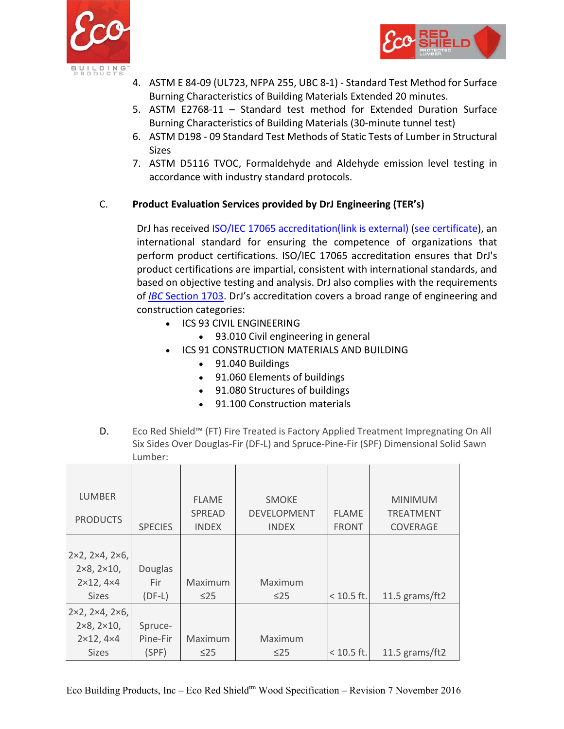4. ASTM E 84-09 (UL723, NFPA 255, UBC 8-1) - Standard Test Method for Surface Burning Characteristics of Building Materials Extended 20 minutes.
5. ASTM E2768-11 – Standard test method for Extended Duration Surface Burning Characteristics of Building Materials (30-minute tunnel test)
6. ASTM D198 - 09 Standard Test Methods of Static Tests of Lumber in Structural Sizes
7. ASTM D5116 TVOC, Formaldehyde and Aldehyde emission level testing in accordance with industry standard protocols.

C. **Product Evaluation Services provided by DrJ Engineering (TER's)**

DrJ has received ISO/IEC 17065 accreditation(link is external) (see certificate), an international standard for ensuring the competence of organizations that perform product certifications. ISO/IEC 17065 accreditation ensures that DrJ's product certifications are impartial, consistent with international standards, and based on objective testing and analysis. DrJ also complies with the requirements of *IBC* Section 1703. DrJ's accreditation covers a broad range of engineering and construction categories:

- ICS 93 CIVIL ENGINEERING
  - 93.010 Civil engineering in general
- ICS 91 CONSTRUCTION MATERIALS AND BUILDING
  - 91.040 Buildings
  - 91.060 Elements of buildings
  - 91.080 Structures of buildings
  - 91.100 Construction materials

D. Eco Red Shield™ (FT) Fire Treated is Factory Applied Treatment Impregnating On All Six Sides Over Douglas-Fir (DF-L) and Spruce-Pine-Fir (SPF) Dimensional Solid Sawn Lumber:

| LUMBER PRODUCTS | SPECIES | FLAME SPREAD INDEX | SMOKE DEVELOPMENT INDEX | FLAME FRONT | MINIMUM TREATMENT COVERAGE |
|---|---|---|---|---|---|
| 2×2, 2×4, 2×6, 2×8, 2×10, 2×12, 4×4 Sizes | Douglas Fir (DF-L) | Maximum ≤25 | Maximum ≤25 | < 10.5 ft. | 11.5 grams/ft2 |
| 2×2, 2×4, 2×6, 2×8, 2×10, 2×12, 4×4 Sizes | Spruce-Pine-Fir (SPF) | Maximum ≤25 | Maximum ≤25 | < 10.5 ft. | 11.5 grams/ft2 |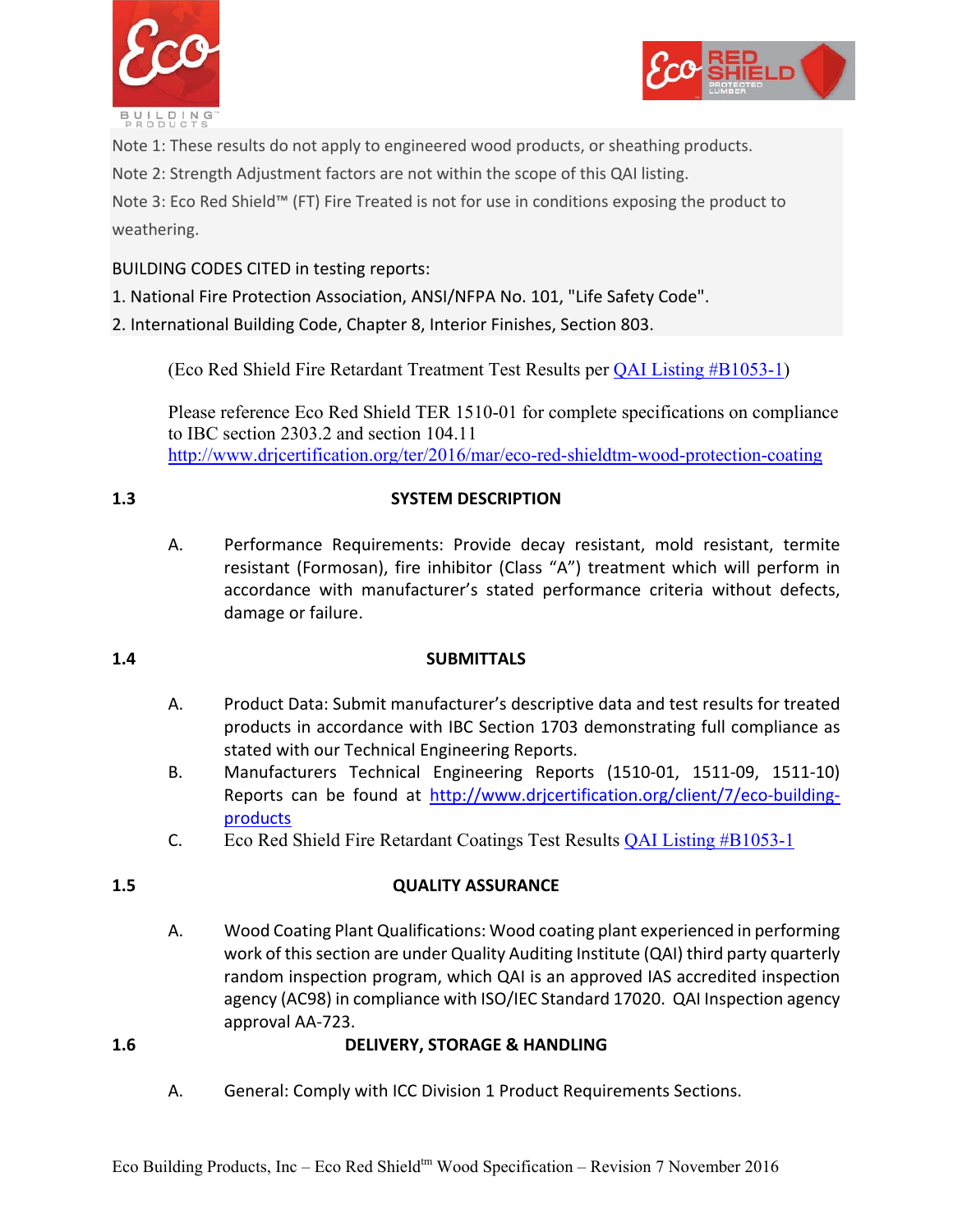Note 1: These results do not apply to engineered wood products, or sheathing products.

Note 2: Strength Adjustment factors are not within the scope of this QAI listing.

Note 3: Eco Red Shield™ (FT) Fire Treated is not for use in conditions exposing the product to weathering.

BUILDING CODES CITED in testing reports:

1. National Fire Protection Association, ANSI/NFPA No. 101, "Life Safety Code".
2. International Building Code, Chapter 8, Interior Finishes, Section 803.

(Eco Red Shield Fire Retardant Treatment Test Results per QAI Listing #B1053-1)

Please reference Eco Red Shield TER 1510-01 for complete specifications on compliance to IBC section 2303.2 and section 104.11 http://www.drjcertification.org/ter/2016/mar/eco-red-shieldtm-wood-protection-coating

## 1.3 SYSTEM DESCRIPTION

A. Performance Requirements: Provide decay resistant, mold resistant, termite resistant (Formosan), fire inhibitor (Class "A") treatment which will perform in accordance with manufacturer's stated performance criteria without defects, damage or failure.

## 1.4 SUBMITTALS

A. Product Data: Submit manufacturer's descriptive data and test results for treated products in accordance with IBC Section 1703 demonstrating full compliance as stated with our Technical Engineering Reports.

B. Manufacturers Technical Engineering Reports (1510-01, 1511-09, 1511-10) Reports can be found at http://www.drjcertification.org/client/7/eco-building-products

C. Eco Red Shield Fire Retardant Coatings Test Results QAI Listing #B1053-1

## 1.5 QUALITY ASSURANCE

A. Wood Coating Plant Qualifications: Wood coating plant experienced in performing work of this section are under Quality Auditing Institute (QAI) third party quarterly random inspection program, which QAI is an approved IAS accredited inspection agency (AC98) in compliance with ISO/IEC Standard 17020. QAI Inspection agency approval AA-723.

## 1.6 DELIVERY, STORAGE & HANDLING

A. General: Comply with ICC Division 1 Product Requirements Sections.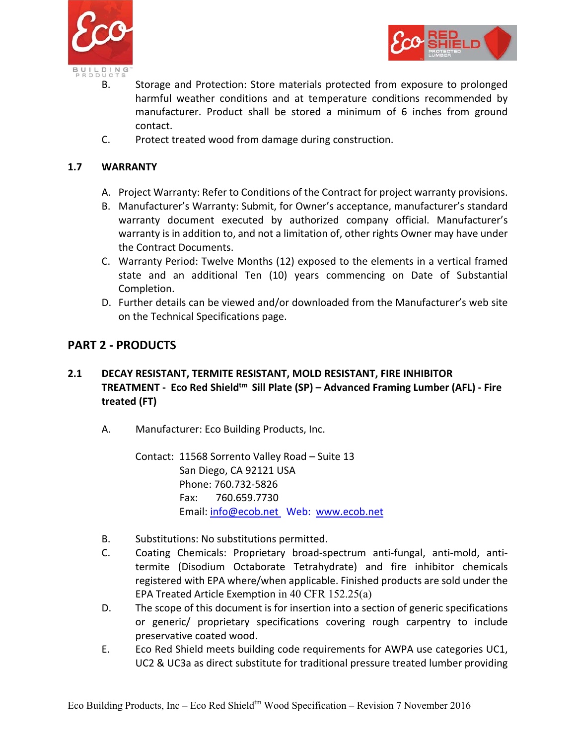B. Storage and Protection: Store materials protected from exposure to prolonged harmful weather conditions and at temperature conditions recommended by manufacturer. Product shall be stored a minimum of 6 inches from ground contact.

C. Protect treated wood from damage during construction.

## 1.7 WARRANTY

A. Project Warranty: Refer to Conditions of the Contract for project warranty provisions.

B. Manufacturer's Warranty: Submit, for Owner's acceptance, manufacturer's standard warranty document executed by authorized company official. Manufacturer's warranty is in addition to, and not a limitation of, other rights Owner may have under the Contract Documents.

C. Warranty Period: Twelve Months (12) exposed to the elements in a vertical framed state and an additional Ten (10) years commencing on Date of Substantial Completion.

D. Further details can be viewed and/or downloaded from the Manufacturer's web site on the Technical Specifications page.

# PART 2 - PRODUCTS

## 2.1 DECAY RESISTANT, TERMITE RESISTANT, MOLD RESISTANT, FIRE INHIBITOR TREATMENT - Eco Red Shield™ Sill Plate (SP) – Advanced Framing Lumber (AFL) - Fire treated (FT)

A. Manufacturer: Eco Building Products, Inc.

Contact: 11568 Sorrento Valley Road – Suite 13
San Diego, CA 92121 USA
Phone: 760.732-5826
Fax: 760.659.7730
Email: info@ecob.net Web: www.ecob.net

B. Substitutions: No substitutions permitted.

C. Coating Chemicals: Proprietary broad-spectrum anti-fungal, anti-mold, anti-termite (Disodium Octaborate Tetrahydrate) and fire inhibitor chemicals registered with EPA where/when applicable. Finished products are sold under the EPA Treated Article Exemption in 40 CFR 152.25(a)

D. The scope of this document is for insertion into a section of generic specifications or generic/ proprietary specifications covering rough carpentry to include preservative coated wood.

E. Eco Red Shield meets building code requirements for AWPA use categories UC1, UC2 & UC3a as direct substitute for traditional pressure treated lumber providing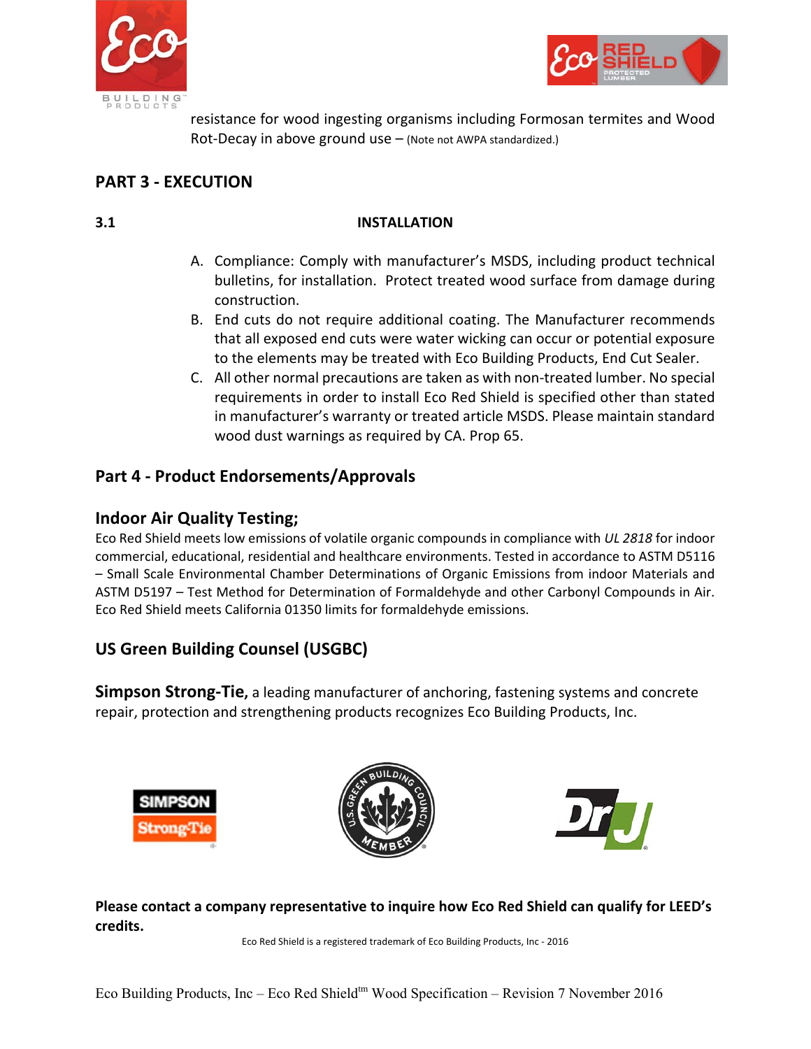resistance for wood ingesting organisms including Formosan termites and Wood Rot-Decay in above ground use – (Note not AWPA standardized.)

## PART 3 - EXECUTION

### 3.1 INSTALLATION

A. Compliance: Comply with manufacturer's MSDS, including product technical bulletins, for installation. Protect treated wood surface from damage during construction.

B. End cuts do not require additional coating. The Manufacturer recommends that all exposed end cuts were water wicking can occur or potential exposure to the elements may be treated with Eco Building Products, End Cut Sealer.

C. All other normal precautions are taken as with non-treated lumber. No special requirements in order to install Eco Red Shield is specified other than stated in manufacturer's warranty or treated article MSDS. Please maintain standard wood dust warnings as required by CA. Prop 65.

## Part 4 - Product Endorsements/Approvals

### Indoor Air Quality Testing;

Eco Red Shield meets low emissions of volatile organic compounds in compliance with *UL 2818* for indoor commercial, educational, residential and healthcare environments. Tested in accordance to ASTM D5116 – Small Scale Environmental Chamber Determinations of Organic Emissions from indoor Materials and ASTM D5197 – Test Method for Determination of Formaldehyde and other Carbonyl Compounds in Air. Eco Red Shield meets California 01350 limits for formaldehyde emissions.

### US Green Building Counsel (USGBC)

**Simpson Strong-Tie,** a leading manufacturer of anchoring, fastening systems and concrete repair, protection and strengthening products recognizes Eco Building Products, Inc.

**Please contact a company representative to inquire how Eco Red Shield can qualify for LEED's credits.**

Eco Red Shield is a registered trademark of Eco Building Products, Inc - 2016